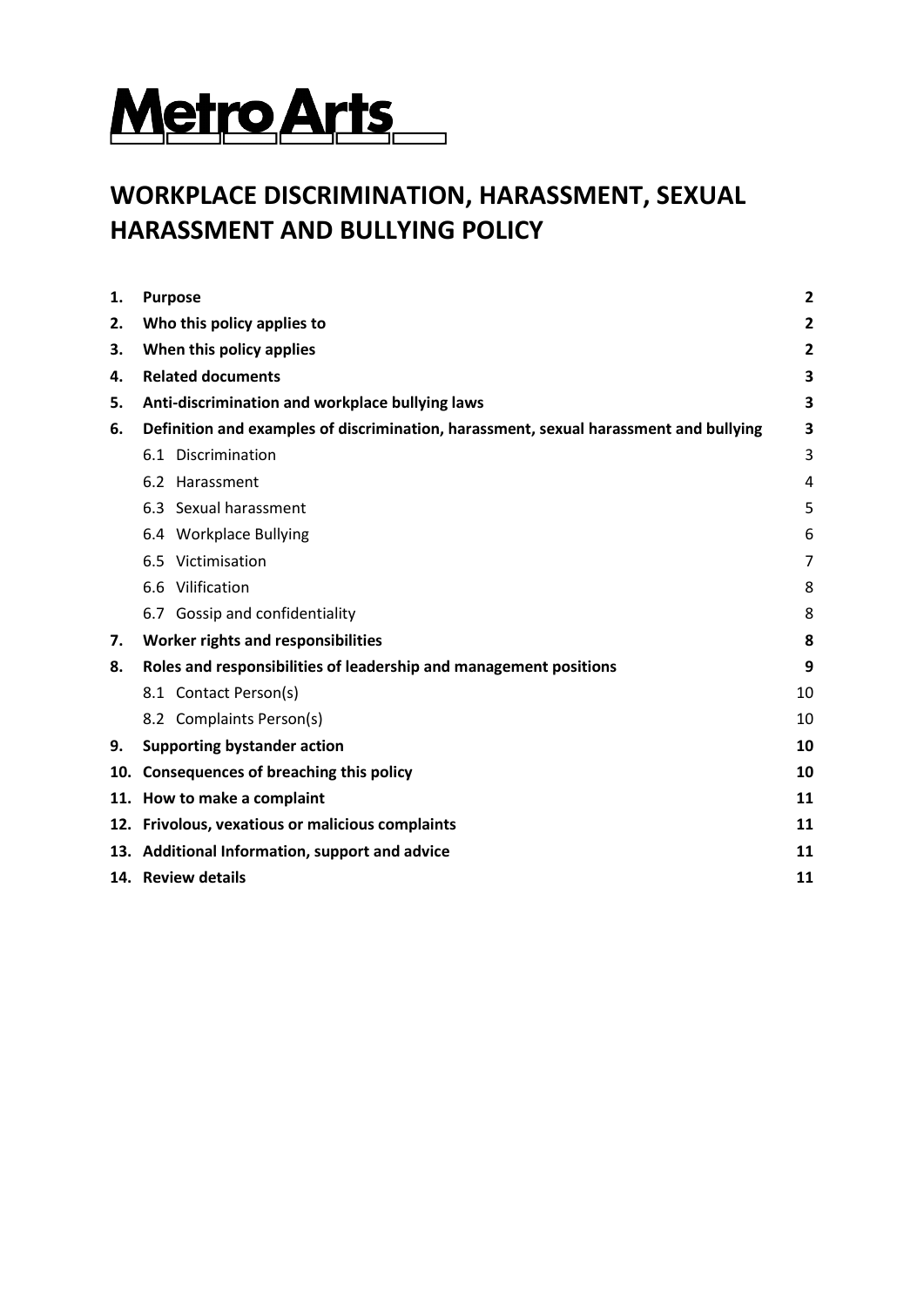Metro Arts

# WORKPLACE DISCRIMINATION, HARASSMENT, SEXUAL HARASSMENT AND BULLYING POLICY

| | | |
|---|---|---|
| **1.** | **Purpose** | **2** |
| **2.** | **Who this policy applies to** | **2** |
| **3.** | **When this policy applies** | **2** |
| **4.** | **Related documents** | **3** |
| **5.** | **Anti-discrimination and workplace bullying laws** | **3** |
| **6.** | **Definition and examples of discrimination, harassment, sexual harassment and bullying** | **3** |
| | 6.1 Discrimination | 3 |
| | 6.2 Harassment | 4 |
| | 6.3 Sexual harassment | 5 |
| | 6.4 Workplace Bullying | 6 |
| | 6.5 Victimisation | 7 |
| | 6.6 Vilification | 8 |
| | 6.7 Gossip and confidentiality | 8 |
| **7.** | **Worker rights and responsibilities** | **8** |
| **8.** | **Roles and responsibilities of leadership and management positions** | **9** |
| | 8.1 Contact Person(s) | 10 |
| | 8.2 Complaints Person(s) | 10 |
| **9.** | **Supporting bystander action** | **10** |
| **10.** | **Consequences of breaching this policy** | **10** |
| **11.** | **How to make a complaint** | **11** |
| **12.** | **Frivolous, vexatious or malicious complaints** | **11** |
| **13.** | **Additional Information, support and advice** | **11** |
| **14.** | **Review details** | **11** |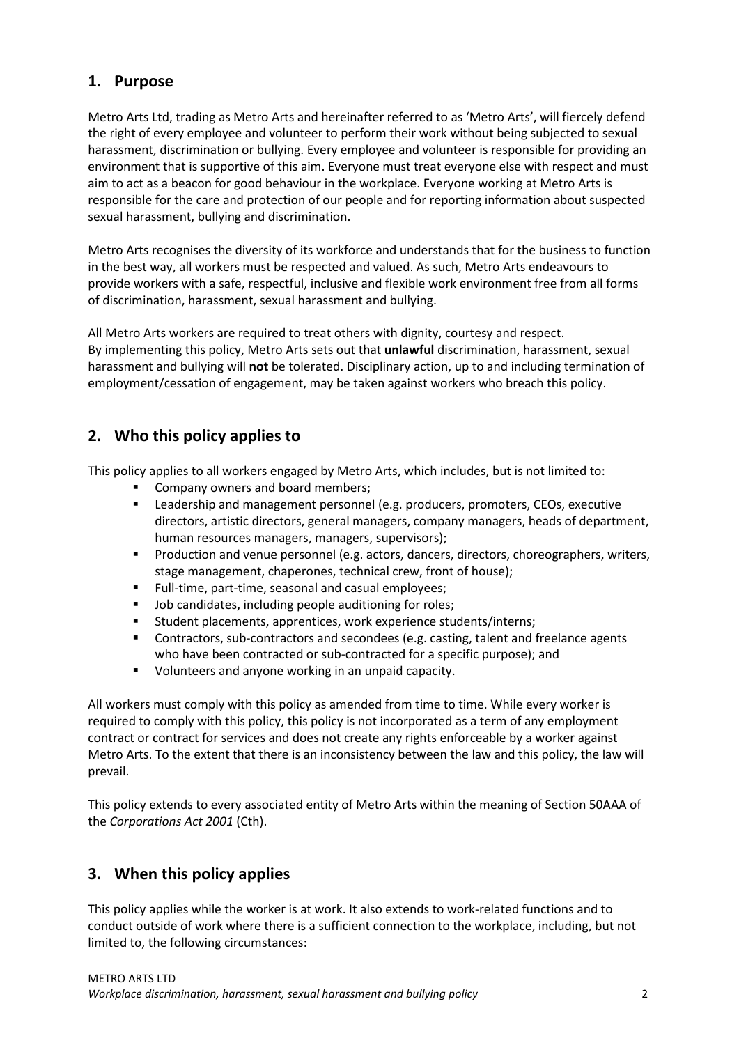## 1. Purpose

Metro Arts Ltd, trading as Metro Arts and hereinafter referred to as 'Metro Arts', will fiercely defend the right of every employee and volunteer to perform their work without being subjected to sexual harassment, discrimination or bullying. Every employee and volunteer is responsible for providing an environment that is supportive of this aim. Everyone must treat everyone else with respect and must aim to act as a beacon for good behaviour in the workplace. Everyone working at Metro Arts is responsible for the care and protection of our people and for reporting information about suspected sexual harassment, bullying and discrimination.

Metro Arts recognises the diversity of its workforce and understands that for the business to function in the best way, all workers must be respected and valued. As such, Metro Arts endeavours to provide workers with a safe, respectful, inclusive and flexible work environment free from all forms of discrimination, harassment, sexual harassment and bullying.

All Metro Arts workers are required to treat others with dignity, courtesy and respect.
By implementing this policy, Metro Arts sets out that **unlawful** discrimination, harassment, sexual harassment and bullying will **not** be tolerated. Disciplinary action, up to and including termination of employment/cessation of engagement, may be taken against workers who breach this policy.

## 2. Who this policy applies to

This policy applies to all workers engaged by Metro Arts, which includes, but is not limited to:

- Company owners and board members;
- Leadership and management personnel (e.g. producers, promoters, CEOs, executive directors, artistic directors, general managers, company managers, heads of department, human resources managers, managers, supervisors);
- Production and venue personnel (e.g. actors, dancers, directors, choreographers, writers, stage management, chaperones, technical crew, front of house);
- Full-time, part-time, seasonal and casual employees;
- Job candidates, including people auditioning for roles;
- Student placements, apprentices, work experience students/interns;
- Contractors, sub-contractors and secondees (e.g. casting, talent and freelance agents who have been contracted or sub-contracted for a specific purpose); and
- Volunteers and anyone working in an unpaid capacity.

All workers must comply with this policy as amended from time to time. While every worker is required to comply with this policy, this policy is not incorporated as a term of any employment contract or contract for services and does not create any rights enforceable by a worker against Metro Arts. To the extent that there is an inconsistency between the law and this policy, the law will prevail.

This policy extends to every associated entity of Metro Arts within the meaning of Section 50AAA of the *Corporations Act 2001* (Cth).

## 3. When this policy applies

This policy applies while the worker is at work. It also extends to work-related functions and to conduct outside of work where there is a sufficient connection to the workplace, including, but not limited to, the following circumstances: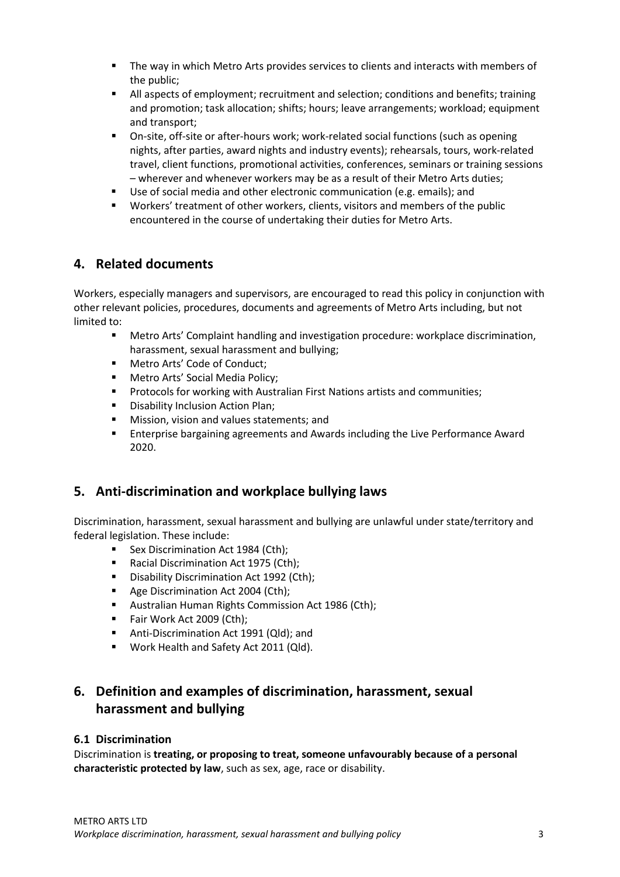- The way in which Metro Arts provides services to clients and interacts with members of the public;
- All aspects of employment; recruitment and selection; conditions and benefits; training and promotion; task allocation; shifts; hours; leave arrangements; workload; equipment and transport;
- On-site, off-site or after-hours work; work-related social functions (such as opening nights, after parties, award nights and industry events); rehearsals, tours, work-related travel, client functions, promotional activities, conferences, seminars or training sessions – wherever and whenever workers may be as a result of their Metro Arts duties;
- Use of social media and other electronic communication (e.g. emails); and
- Workers' treatment of other workers, clients, visitors and members of the public encountered in the course of undertaking their duties for Metro Arts.

## 4. Related documents

Workers, especially managers and supervisors, are encouraged to read this policy in conjunction with other relevant policies, procedures, documents and agreements of Metro Arts including, but not limited to:

- Metro Arts' Complaint handling and investigation procedure: workplace discrimination, harassment, sexual harassment and bullying;
- Metro Arts' Code of Conduct;
- Metro Arts' Social Media Policy;
- Protocols for working with Australian First Nations artists and communities;
- Disability Inclusion Action Plan;
- Mission, vision and values statements; and
- Enterprise bargaining agreements and Awards including the Live Performance Award 2020.

## 5. Anti-discrimination and workplace bullying laws

Discrimination, harassment, sexual harassment and bullying are unlawful under state/territory and federal legislation. These include:

- Sex Discrimination Act 1984 (Cth);
- Racial Discrimination Act 1975 (Cth);
- Disability Discrimination Act 1992 (Cth);
- Age Discrimination Act 2004 (Cth);
- Australian Human Rights Commission Act 1986 (Cth);
- Fair Work Act 2009 (Cth);
- Anti-Discrimination Act 1991 (Qld); and
- Work Health and Safety Act 2011 (Qld).

## 6. Definition and examples of discrimination, harassment, sexual harassment and bullying

### 6.1 Discrimination

Discrimination is **treating, or proposing to treat, someone unfavourably because of a personal characteristic protected by law**, such as sex, age, race or disability.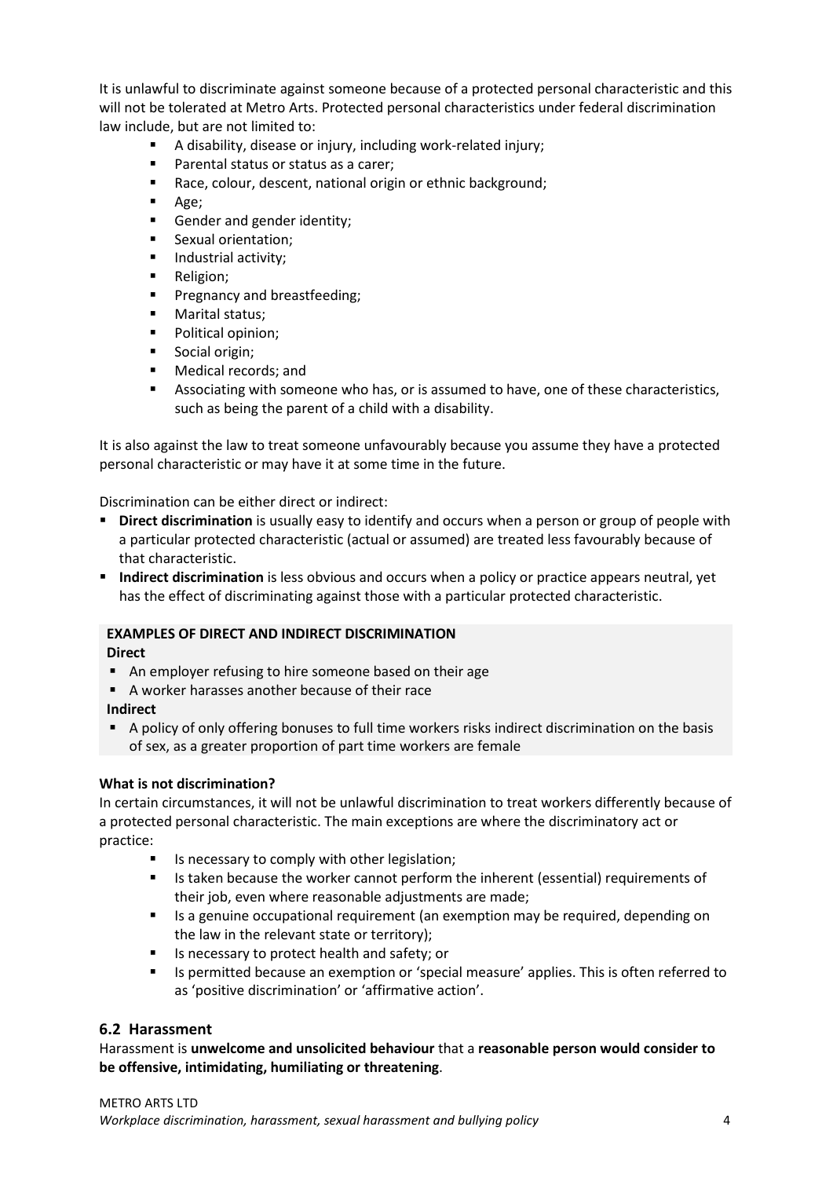It is unlawful to discriminate against someone because of a protected personal characteristic and this will not be tolerated at Metro Arts. Protected personal characteristics under federal discrimination law include, but are not limited to:

- A disability, disease or injury, including work-related injury;
- Parental status or status as a carer;
- Race, colour, descent, national origin or ethnic background;
- Age;
- Gender and gender identity;
- Sexual orientation;
- Industrial activity;
- Religion;
- Pregnancy and breastfeeding;
- Marital status;
- Political opinion;
- Social origin;
- Medical records; and
- Associating with someone who has, or is assumed to have, one of these characteristics, such as being the parent of a child with a disability.

It is also against the law to treat someone unfavourably because you assume they have a protected personal characteristic or may have it at some time in the future.

Discrimination can be either direct or indirect:

- **Direct discrimination** is usually easy to identify and occurs when a person or group of people with a particular protected characteristic (actual or assumed) are treated less favourably because of that characteristic.
- **Indirect discrimination** is less obvious and occurs when a policy or practice appears neutral, yet has the effect of discriminating against those with a particular protected characteristic.

**EXAMPLES OF DIRECT AND INDIRECT DISCRIMINATION**

**Direct**

- An employer refusing to hire someone based on their age
- A worker harasses another because of their race

**Indirect**

- A policy of only offering bonuses to full time workers risks indirect discrimination on the basis of sex, as a greater proportion of part time workers are female

**What is not discrimination?**

In certain circumstances, it will not be unlawful discrimination to treat workers differently because of a protected personal characteristic. The main exceptions are where the discriminatory act or practice:

- Is necessary to comply with other legislation;
- Is taken because the worker cannot perform the inherent (essential) requirements of their job, even where reasonable adjustments are made;
- Is a genuine occupational requirement (an exemption may be required, depending on the law in the relevant state or territory);
- Is necessary to protect health and safety; or
- Is permitted because an exemption or 'special measure' applies. This is often referred to as 'positive discrimination' or 'affirmative action'.

## 6.2 Harassment

Harassment is **unwelcome and unsolicited behaviour** that a **reasonable person would consider to be offensive, intimidating, humiliating or threatening**.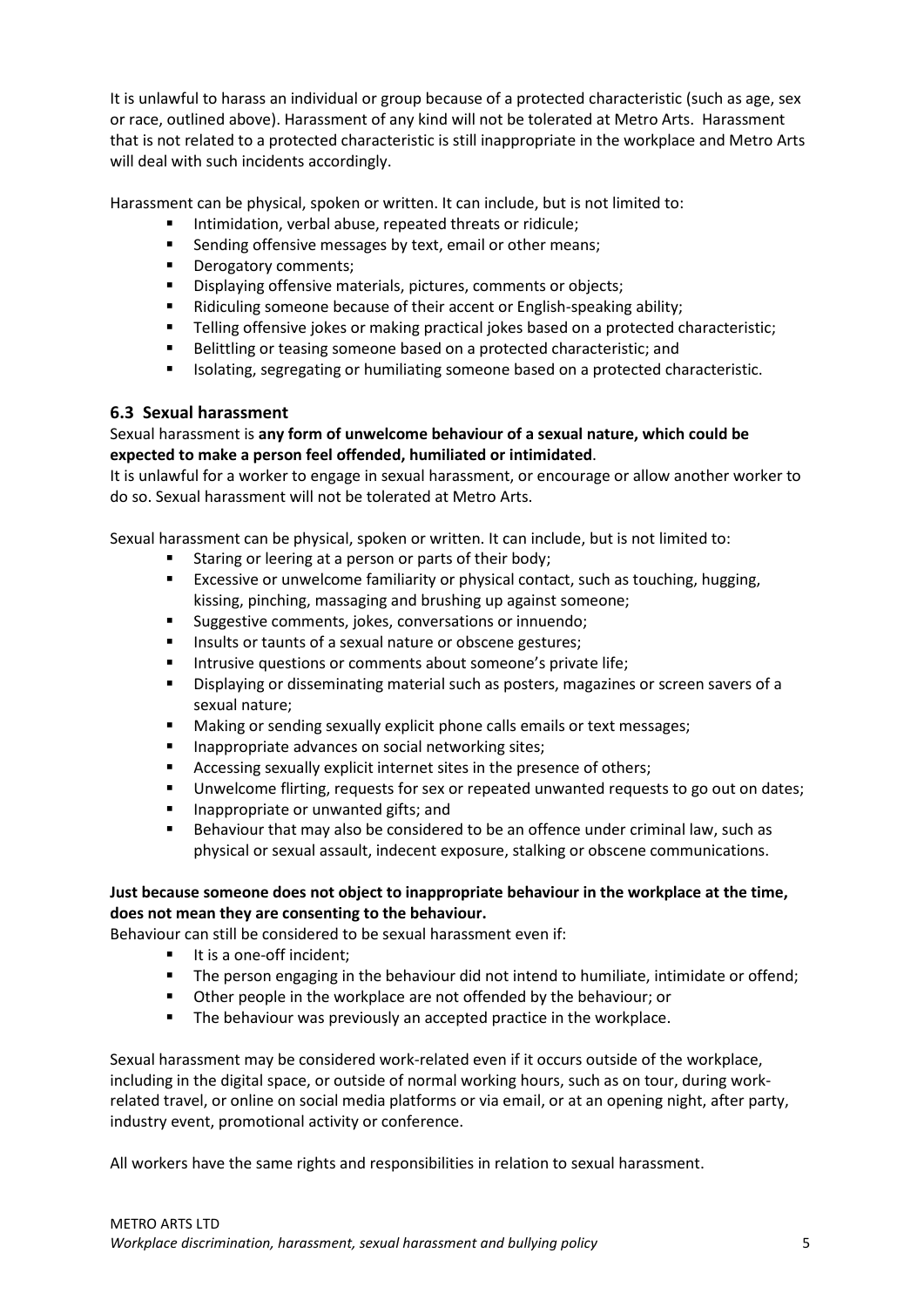It is unlawful to harass an individual or group because of a protected characteristic (such as age, sex or race, outlined above). Harassment of any kind will not be tolerated at Metro Arts. Harassment that is not related to a protected characteristic is still inappropriate in the workplace and Metro Arts will deal with such incidents accordingly.

Harassment can be physical, spoken or written. It can include, but is not limited to:

- Intimidation, verbal abuse, repeated threats or ridicule;
- Sending offensive messages by text, email or other means;
- Derogatory comments;
- Displaying offensive materials, pictures, comments or objects;
- Ridiculing someone because of their accent or English-speaking ability;
- Telling offensive jokes or making practical jokes based on a protected characteristic;
- Belittling or teasing someone based on a protected characteristic; and
- Isolating, segregating or humiliating someone based on a protected characteristic.

### 6.3 Sexual harassment

Sexual harassment is **any form of unwelcome behaviour of a sexual nature, which could be expected to make a person feel offended, humiliated or intimidated**.

It is unlawful for a worker to engage in sexual harassment, or encourage or allow another worker to do so. Sexual harassment will not be tolerated at Metro Arts.

Sexual harassment can be physical, spoken or written. It can include, but is not limited to:

- Staring or leering at a person or parts of their body;
- Excessive or unwelcome familiarity or physical contact, such as touching, hugging, kissing, pinching, massaging and brushing up against someone;
- Suggestive comments, jokes, conversations or innuendo;
- Insults or taunts of a sexual nature or obscene gestures;
- Intrusive questions or comments about someone's private life;
- Displaying or disseminating material such as posters, magazines or screen savers of a sexual nature;
- Making or sending sexually explicit phone calls emails or text messages;
- Inappropriate advances on social networking sites;
- Accessing sexually explicit internet sites in the presence of others;
- Unwelcome flirting, requests for sex or repeated unwanted requests to go out on dates;
- Inappropriate or unwanted gifts; and
- Behaviour that may also be considered to be an offence under criminal law, such as physical or sexual assault, indecent exposure, stalking or obscene communications.

**Just because someone does not object to inappropriate behaviour in the workplace at the time, does not mean they are consenting to the behaviour.**

Behaviour can still be considered to be sexual harassment even if:

- It is a one-off incident;
- The person engaging in the behaviour did not intend to humiliate, intimidate or offend;
- Other people in the workplace are not offended by the behaviour; or
- The behaviour was previously an accepted practice in the workplace.

Sexual harassment may be considered work-related even if it occurs outside of the workplace, including in the digital space, or outside of normal working hours, such as on tour, during work-related travel, or online on social media platforms or via email, or at an opening night, after party, industry event, promotional activity or conference.

All workers have the same rights and responsibilities in relation to sexual harassment.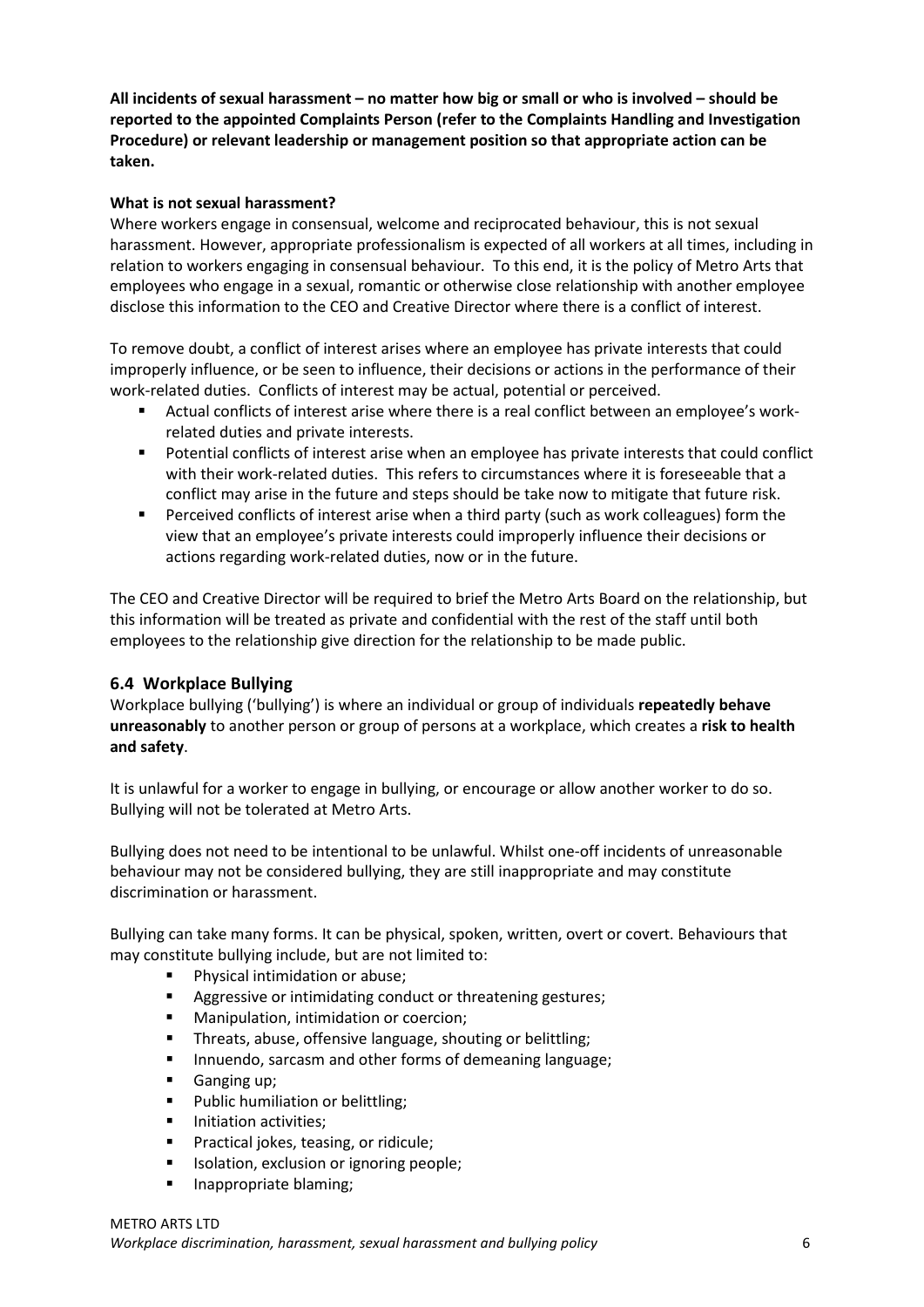**All incidents of sexual harassment – no matter how big or small or who is involved – should be reported to the appointed Complaints Person (refer to the Complaints Handling and Investigation Procedure) or relevant leadership or management position so that appropriate action can be taken.**

**What is not sexual harassment?**

Where workers engage in consensual, welcome and reciprocated behaviour, this is not sexual harassment. However, appropriate professionalism is expected of all workers at all times, including in relation to workers engaging in consensual behaviour. To this end, it is the policy of Metro Arts that employees who engage in a sexual, romantic or otherwise close relationship with another employee disclose this information to the CEO and Creative Director where there is a conflict of interest.

To remove doubt, a conflict of interest arises where an employee has private interests that could improperly influence, or be seen to influence, their decisions or actions in the performance of their work-related duties. Conflicts of interest may be actual, potential or perceived.

- Actual conflicts of interest arise where there is a real conflict between an employee's work-related duties and private interests.
- Potential conflicts of interest arise when an employee has private interests that could conflict with their work-related duties. This refers to circumstances where it is foreseeable that a conflict may arise in the future and steps should be take now to mitigate that future risk.
- Perceived conflicts of interest arise when a third party (such as work colleagues) form the view that an employee's private interests could improperly influence their decisions or actions regarding work-related duties, now or in the future.

The CEO and Creative Director will be required to brief the Metro Arts Board on the relationship, but this information will be treated as private and confidential with the rest of the staff until both employees to the relationship give direction for the relationship to be made public.

## 6.4 Workplace Bullying

Workplace bullying ('bullying') is where an individual or group of individuals **repeatedly behave unreasonably** to another person or group of persons at a workplace, which creates a **risk to health and safety**.

It is unlawful for a worker to engage in bullying, or encourage or allow another worker to do so. Bullying will not be tolerated at Metro Arts.

Bullying does not need to be intentional to be unlawful. Whilst one-off incidents of unreasonable behaviour may not be considered bullying, they are still inappropriate and may constitute discrimination or harassment.

Bullying can take many forms. It can be physical, spoken, written, overt or covert. Behaviours that may constitute bullying include, but are not limited to:

- Physical intimidation or abuse;
- Aggressive or intimidating conduct or threatening gestures;
- Manipulation, intimidation or coercion;
- Threats, abuse, offensive language, shouting or belittling;
- Innuendo, sarcasm and other forms of demeaning language;
- Ganging up;
- Public humiliation or belittling;
- Initiation activities;
- Practical jokes, teasing, or ridicule;
- Isolation, exclusion or ignoring people;
- Inappropriate blaming;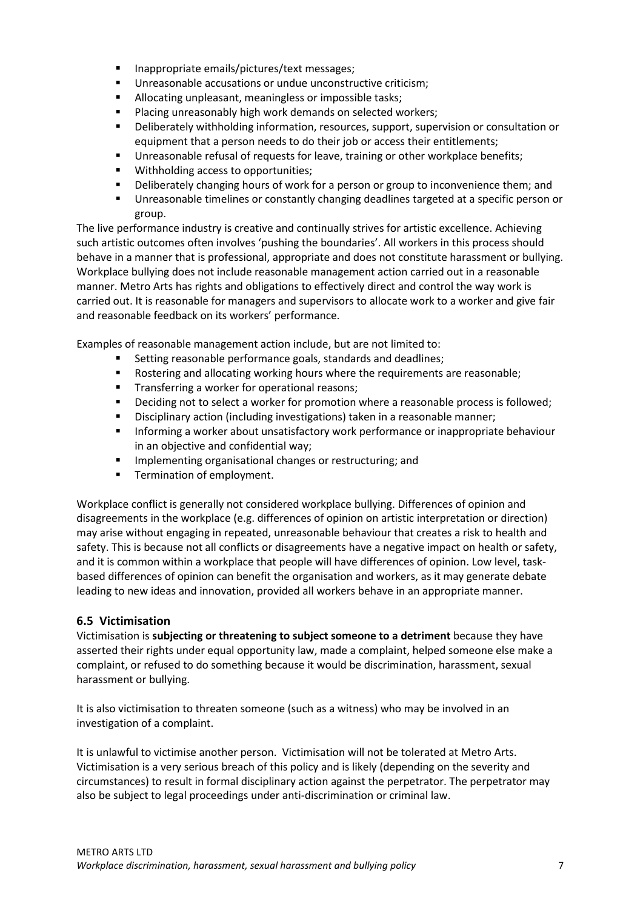- Inappropriate emails/pictures/text messages;
- Unreasonable accusations or undue unconstructive criticism;
- Allocating unpleasant, meaningless or impossible tasks;
- Placing unreasonably high work demands on selected workers;
- Deliberately withholding information, resources, support, supervision or consultation or equipment that a person needs to do their job or access their entitlements;
- Unreasonable refusal of requests for leave, training or other workplace benefits;
- Withholding access to opportunities;
- Deliberately changing hours of work for a person or group to inconvenience them; and
- Unreasonable timelines or constantly changing deadlines targeted at a specific person or group.

The live performance industry is creative and continually strives for artistic excellence. Achieving such artistic outcomes often involves 'pushing the boundaries'. All workers in this process should behave in a manner that is professional, appropriate and does not constitute harassment or bullying. Workplace bullying does not include reasonable management action carried out in a reasonable manner. Metro Arts has rights and obligations to effectively direct and control the way work is carried out. It is reasonable for managers and supervisors to allocate work to a worker and give fair and reasonable feedback on its workers' performance.

Examples of reasonable management action include, but are not limited to:

- Setting reasonable performance goals, standards and deadlines;
- Rostering and allocating working hours where the requirements are reasonable;
- Transferring a worker for operational reasons;
- Deciding not to select a worker for promotion where a reasonable process is followed;
- Disciplinary action (including investigations) taken in a reasonable manner;
- Informing a worker about unsatisfactory work performance or inappropriate behaviour in an objective and confidential way;
- Implementing organisational changes or restructuring; and
- Termination of employment.

Workplace conflict is generally not considered workplace bullying. Differences of opinion and disagreements in the workplace (e.g. differences of opinion on artistic interpretation or direction) may arise without engaging in repeated, unreasonable behaviour that creates a risk to health and safety. This is because not all conflicts or disagreements have a negative impact on health or safety, and it is common within a workplace that people will have differences of opinion. Low level, task-based differences of opinion can benefit the organisation and workers, as it may generate debate leading to new ideas and innovation, provided all workers behave in an appropriate manner.

### 6.5 Victimisation

Victimisation is **subjecting or threatening to subject someone to a detriment** because they have asserted their rights under equal opportunity law, made a complaint, helped someone else make a complaint, or refused to do something because it would be discrimination, harassment, sexual harassment or bullying.

It is also victimisation to threaten someone (such as a witness) who may be involved in an investigation of a complaint.

It is unlawful to victimise another person. Victimisation will not be tolerated at Metro Arts. Victimisation is a very serious breach of this policy and is likely (depending on the severity and circumstances) to result in formal disciplinary action against the perpetrator. The perpetrator may also be subject to legal proceedings under anti-discrimination or criminal law.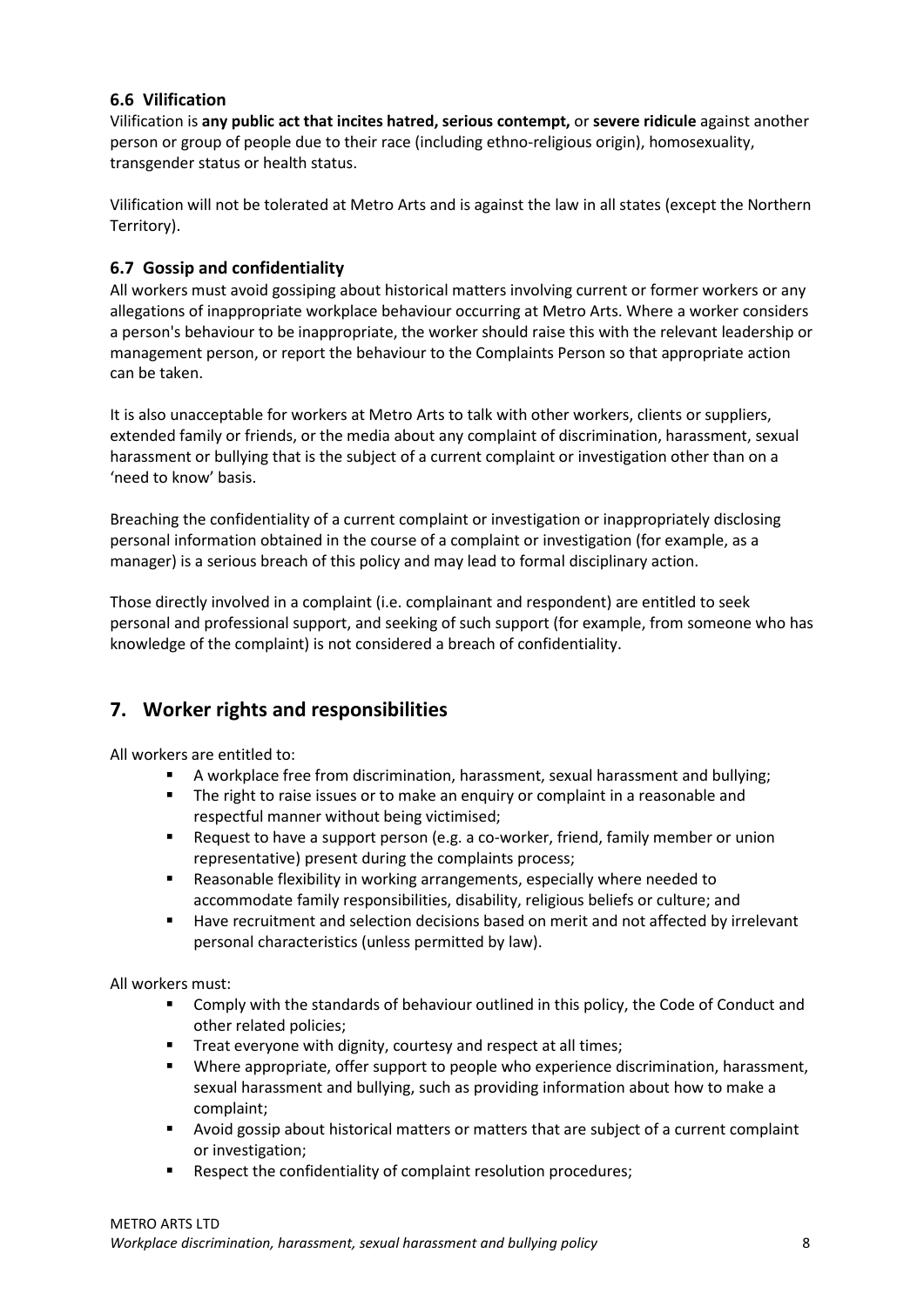### 6.6 Vilification

Vilification is **any public act that incites hatred, serious contempt,** or **severe ridicule** against another person or group of people due to their race (including ethno-religious origin), homosexuality, transgender status or health status.

Vilification will not be tolerated at Metro Arts and is against the law in all states (except the Northern Territory).

### 6.7 Gossip and confidentiality

All workers must avoid gossiping about historical matters involving current or former workers or any allegations of inappropriate workplace behaviour occurring at Metro Arts. Where a worker considers a person's behaviour to be inappropriate, the worker should raise this with the relevant leadership or management person, or report the behaviour to the Complaints Person so that appropriate action can be taken.

It is also unacceptable for workers at Metro Arts to talk with other workers, clients or suppliers, extended family or friends, or the media about any complaint of discrimination, harassment, sexual harassment or bullying that is the subject of a current complaint or investigation other than on a 'need to know' basis.

Breaching the confidentiality of a current complaint or investigation or inappropriately disclosing personal information obtained in the course of a complaint or investigation (for example, as a manager) is a serious breach of this policy and may lead to formal disciplinary action.

Those directly involved in a complaint (i.e. complainant and respondent) are entitled to seek personal and professional support, and seeking of such support (for example, from someone who has knowledge of the complaint) is not considered a breach of confidentiality.

## 7. Worker rights and responsibilities

All workers are entitled to:

- A workplace free from discrimination, harassment, sexual harassment and bullying;
- The right to raise issues or to make an enquiry or complaint in a reasonable and respectful manner without being victimised;
- Request to have a support person (e.g. a co-worker, friend, family member or union representative) present during the complaints process;
- Reasonable flexibility in working arrangements, especially where needed to accommodate family responsibilities, disability, religious beliefs or culture; and
- Have recruitment and selection decisions based on merit and not affected by irrelevant personal characteristics (unless permitted by law).

All workers must:

- Comply with the standards of behaviour outlined in this policy, the Code of Conduct and other related policies;
- Treat everyone with dignity, courtesy and respect at all times;
- Where appropriate, offer support to people who experience discrimination, harassment, sexual harassment and bullying, such as providing information about how to make a complaint;
- Avoid gossip about historical matters or matters that are subject of a current complaint or investigation;
- Respect the confidentiality of complaint resolution procedures;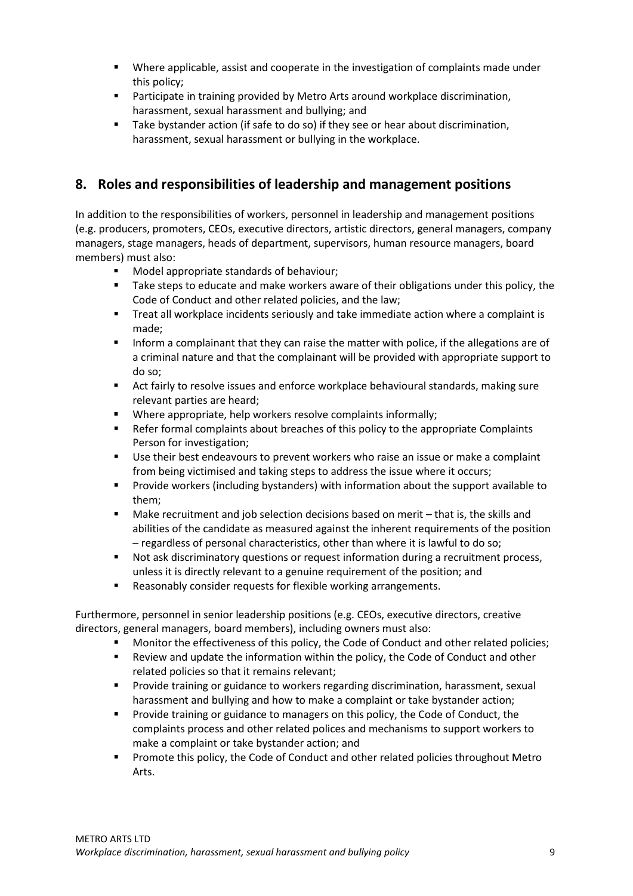- Where applicable, assist and cooperate in the investigation of complaints made under this policy;
- Participate in training provided by Metro Arts around workplace discrimination, harassment, sexual harassment and bullying; and
- Take bystander action (if safe to do so) if they see or hear about discrimination, harassment, sexual harassment or bullying in the workplace.

## 8. Roles and responsibilities of leadership and management positions

In addition to the responsibilities of workers, personnel in leadership and management positions (e.g. producers, promoters, CEOs, executive directors, artistic directors, general managers, company managers, stage managers, heads of department, supervisors, human resource managers, board members) must also:

- Model appropriate standards of behaviour;
- Take steps to educate and make workers aware of their obligations under this policy, the Code of Conduct and other related policies, and the law;
- Treat all workplace incidents seriously and take immediate action where a complaint is made;
- Inform a complainant that they can raise the matter with police, if the allegations are of a criminal nature and that the complainant will be provided with appropriate support to do so;
- Act fairly to resolve issues and enforce workplace behavioural standards, making sure relevant parties are heard;
- Where appropriate, help workers resolve complaints informally;
- Refer formal complaints about breaches of this policy to the appropriate Complaints Person for investigation;
- Use their best endeavours to prevent workers who raise an issue or make a complaint from being victimised and taking steps to address the issue where it occurs;
- Provide workers (including bystanders) with information about the support available to them;
- Make recruitment and job selection decisions based on merit – that is, the skills and abilities of the candidate as measured against the inherent requirements of the position – regardless of personal characteristics, other than where it is lawful to do so;
- Not ask discriminatory questions or request information during a recruitment process, unless it is directly relevant to a genuine requirement of the position; and
- Reasonably consider requests for flexible working arrangements.

Furthermore, personnel in senior leadership positions (e.g. CEOs, executive directors, creative directors, general managers, board members), including owners must also:

- Monitor the effectiveness of this policy, the Code of Conduct and other related policies;
- Review and update the information within the policy, the Code of Conduct and other related policies so that it remains relevant;
- Provide training or guidance to workers regarding discrimination, harassment, sexual harassment and bullying and how to make a complaint or take bystander action;
- Provide training or guidance to managers on this policy, the Code of Conduct, the complaints process and other related polices and mechanisms to support workers to make a complaint or take bystander action; and
- Promote this policy, the Code of Conduct and other related policies throughout Metro Arts.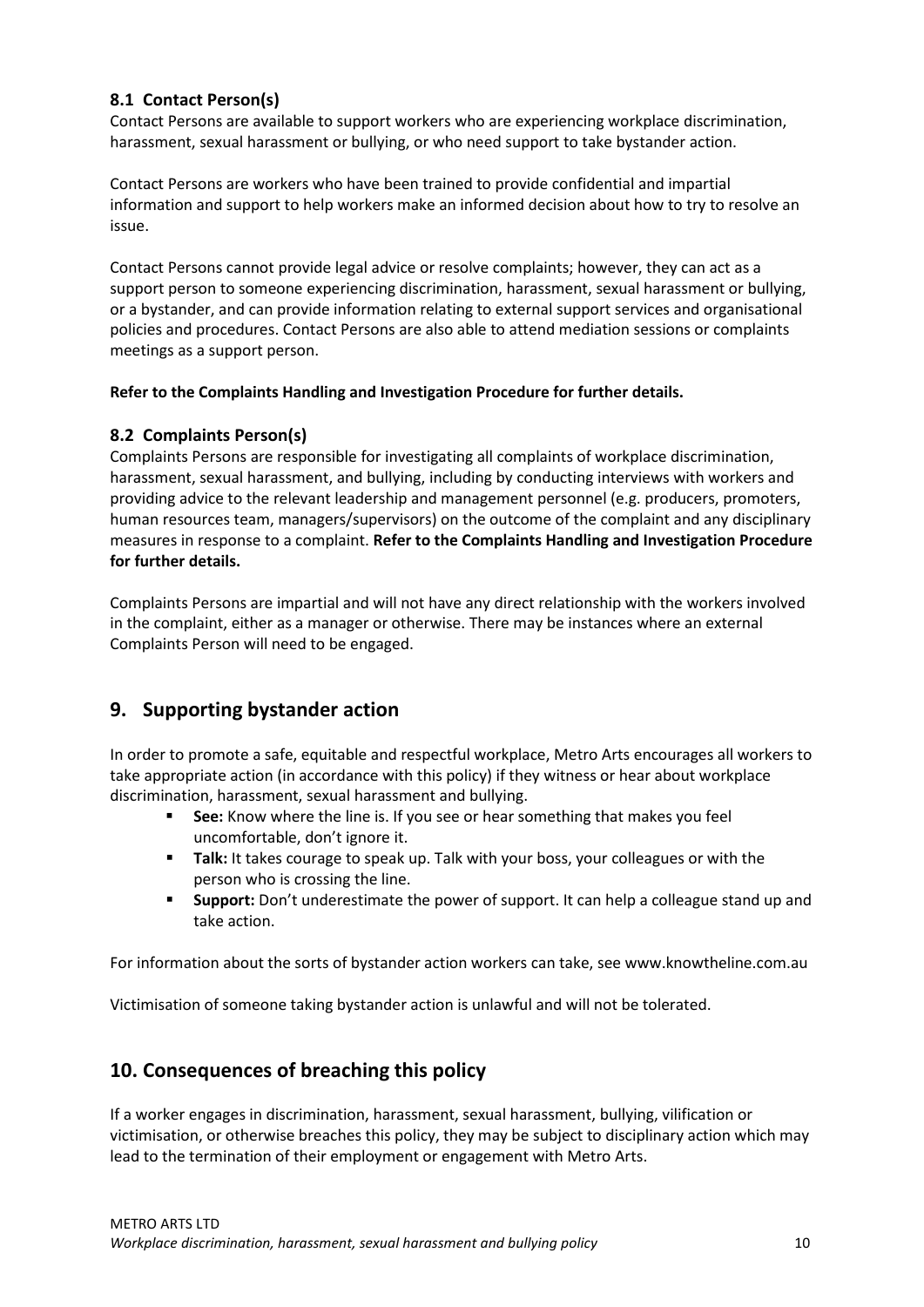### 8.1 Contact Person(s)

Contact Persons are available to support workers who are experiencing workplace discrimination, harassment, sexual harassment or bullying, or who need support to take bystander action.

Contact Persons are workers who have been trained to provide confidential and impartial information and support to help workers make an informed decision about how to try to resolve an issue.

Contact Persons cannot provide legal advice or resolve complaints; however, they can act as a support person to someone experiencing discrimination, harassment, sexual harassment or bullying, or a bystander, and can provide information relating to external support services and organisational policies and procedures. Contact Persons are also able to attend mediation sessions or complaints meetings as a support person.

**Refer to the Complaints Handling and Investigation Procedure for further details.**

### 8.2 Complaints Person(s)

Complaints Persons are responsible for investigating all complaints of workplace discrimination, harassment, sexual harassment, and bullying, including by conducting interviews with workers and providing advice to the relevant leadership and management personnel (e.g. producers, promoters, human resources team, managers/supervisors) on the outcome of the complaint and any disciplinary measures in response to a complaint. **Refer to the Complaints Handling and Investigation Procedure for further details.**

Complaints Persons are impartial and will not have any direct relationship with the workers involved in the complaint, either as a manager or otherwise. There may be instances where an external Complaints Person will need to be engaged.

## 9. Supporting bystander action

In order to promote a safe, equitable and respectful workplace, Metro Arts encourages all workers to take appropriate action (in accordance with this policy) if they witness or hear about workplace discrimination, harassment, sexual harassment and bullying.

- **See:** Know where the line is. If you see or hear something that makes you feel uncomfortable, don't ignore it.
- **Talk:** It takes courage to speak up. Talk with your boss, your colleagues or with the person who is crossing the line.
- **Support:** Don't underestimate the power of support. It can help a colleague stand up and take action.

For information about the sorts of bystander action workers can take, see www.knowtheline.com.au

Victimisation of someone taking bystander action is unlawful and will not be tolerated.

## 10. Consequences of breaching this policy

If a worker engages in discrimination, harassment, sexual harassment, bullying, vilification or victimisation, or otherwise breaches this policy, they may be subject to disciplinary action which may lead to the termination of their employment or engagement with Metro Arts.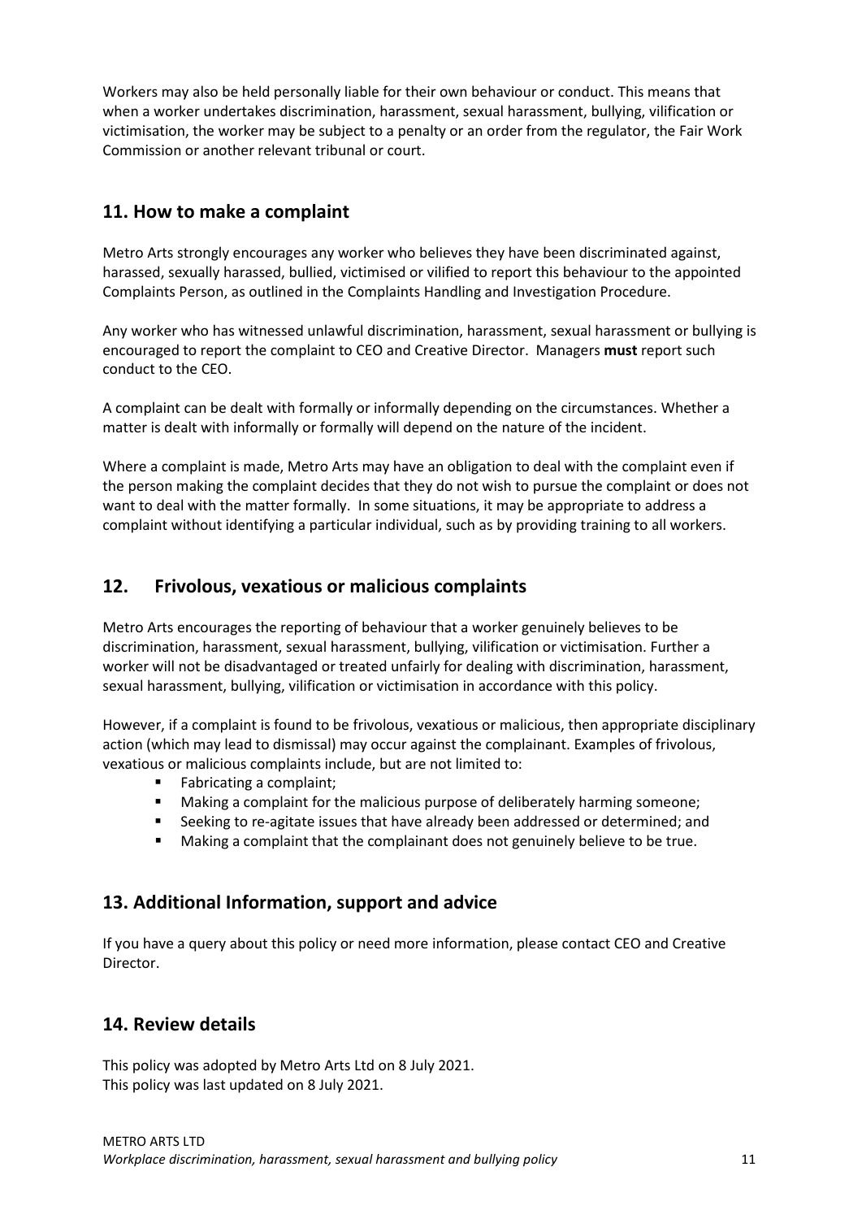Workers may also be held personally liable for their own behaviour or conduct. This means that when a worker undertakes discrimination, harassment, sexual harassment, bullying, vilification or victimisation, the worker may be subject to a penalty or an order from the regulator, the Fair Work Commission or another relevant tribunal or court.

## 11. How to make a complaint

Metro Arts strongly encourages any worker who believes they have been discriminated against, harassed, sexually harassed, bullied, victimised or vilified to report this behaviour to the appointed Complaints Person, as outlined in the Complaints Handling and Investigation Procedure.

Any worker who has witnessed unlawful discrimination, harassment, sexual harassment or bullying is encouraged to report the complaint to CEO and Creative Director. Managers **must** report such conduct to the CEO.

A complaint can be dealt with formally or informally depending on the circumstances. Whether a matter is dealt with informally or formally will depend on the nature of the incident.

Where a complaint is made, Metro Arts may have an obligation to deal with the complaint even if the person making the complaint decides that they do not wish to pursue the complaint or does not want to deal with the matter formally. In some situations, it may be appropriate to address a complaint without identifying a particular individual, such as by providing training to all workers.

## 12. Frivolous, vexatious or malicious complaints

Metro Arts encourages the reporting of behaviour that a worker genuinely believes to be discrimination, harassment, sexual harassment, bullying, vilification or victimisation. Further a worker will not be disadvantaged or treated unfairly for dealing with discrimination, harassment, sexual harassment, bullying, vilification or victimisation in accordance with this policy.

However, if a complaint is found to be frivolous, vexatious or malicious, then appropriate disciplinary action (which may lead to dismissal) may occur against the complainant. Examples of frivolous, vexatious or malicious complaints include, but are not limited to:

- Fabricating a complaint;
- Making a complaint for the malicious purpose of deliberately harming someone;
- Seeking to re-agitate issues that have already been addressed or determined; and
- Making a complaint that the complainant does not genuinely believe to be true.

## 13. Additional Information, support and advice

If you have a query about this policy or need more information, please contact CEO and Creative Director.

## 14. Review details

This policy was adopted by Metro Arts Ltd on 8 July 2021.
This policy was last updated on 8 July 2021.